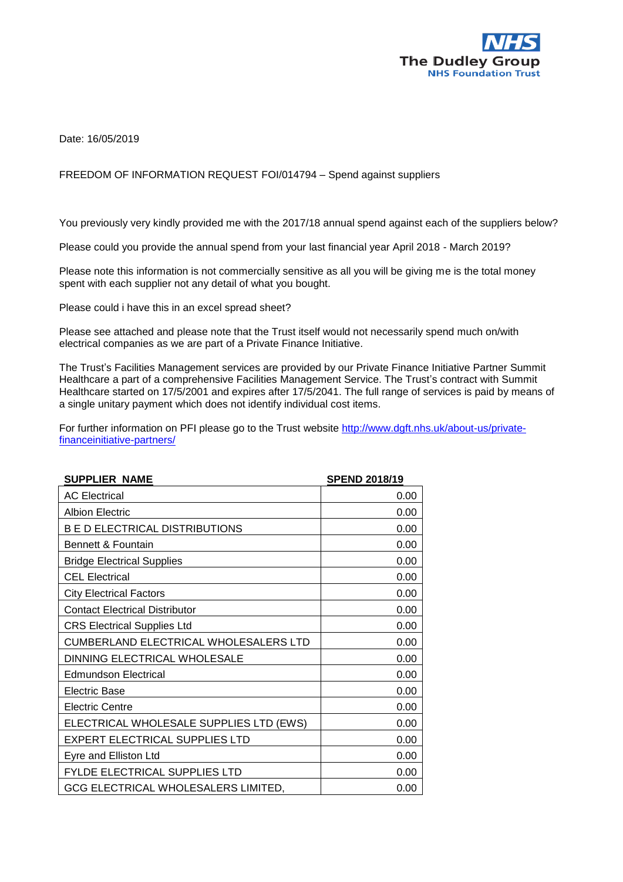**NHS**
**The Dudley Group**
**NHS Foundation Trust**

Date: 16/05/2019

FREEDOM OF INFORMATION REQUEST FOI/014794 – Spend against suppliers

You previously very kindly provided me with the 2017/18 annual spend against each of the suppliers below?

Please could you provide the annual spend from your last financial year April 2018 - March 2019?

Please note this information is not commercially sensitive as all you will be giving me is the total money spent with each supplier not any detail of what you bought.

Please could i have this in an excel spread sheet?

Please see attached and please note that the Trust itself would not necessarily spend much on/with electrical companies as we are part of a Private Finance Initiative.

The Trust's Facilities Management services are provided by our Private Finance Initiative Partner Summit Healthcare a part of a comprehensive Facilities Management Service. The Trust's contract with Summit Healthcare started on 17/5/2001 and expires after 17/5/2041. The full range of services is paid by means of a single unitary payment which does not identify individual cost items.

For further information on PFI please go to the Trust website [http://www.dgft.nhs.uk/about-us/private-financeinitiative-partners/](http://www.dgft.nhs.uk/about-us/private-financeinitiative-partners/)

| SUPPLIER NAME | SPEND 2018/19 |
|---|---:|
| AC Electrical | 0.00 |
| Albion Electric | 0.00 |
| B E D ELECTRICAL DISTRIBUTIONS | 0.00 |
| Bennett & Fountain | 0.00 |
| Bridge Electrical Supplies | 0.00 |
| CEL Electrical | 0.00 |
| City Electrical Factors | 0.00 |
| Contact Electrical Distributor | 0.00 |
| CRS Electrical Supplies Ltd | 0.00 |
| CUMBERLAND ELECTRICAL WHOLESALERS LTD | 0.00 |
| DINNING ELECTRICAL WHOLESALE | 0.00 |
| Edmundson Electrical | 0.00 |
| Electric Base | 0.00 |
| Electric Centre | 0.00 |
| ELECTRICAL WHOLESALE SUPPLIES LTD (EWS) | 0.00 |
| EXPERT ELECTRICAL SUPPLIES LTD | 0.00 |
| Eyre and Elliston Ltd | 0.00 |
| FYLDE ELECTRICAL SUPPLIES LTD | 0.00 |
| GCG ELECTRICAL WHOLESALERS LIMITED, | 0.00 |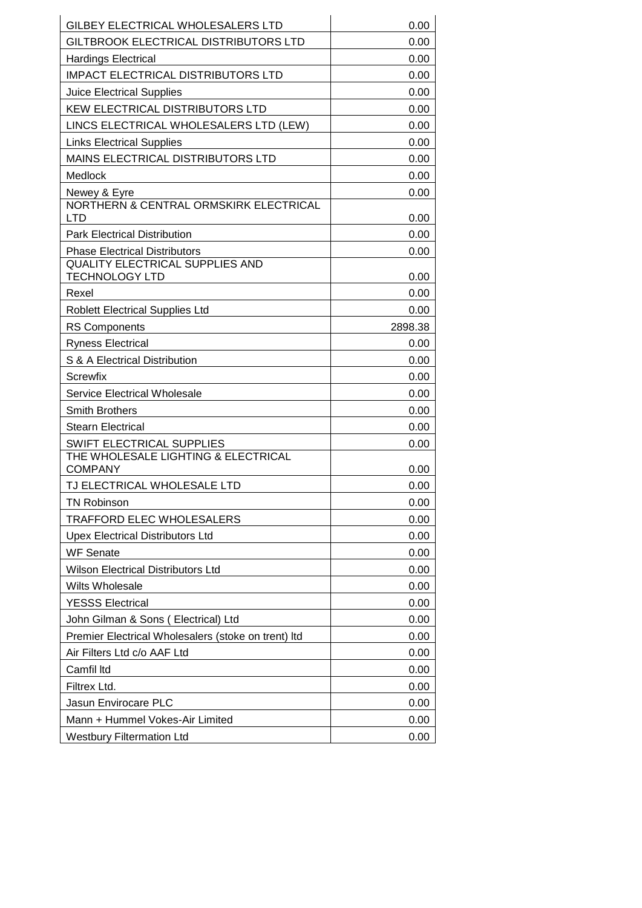| | |
|---|---|
| GILBEY ELECTRICAL WHOLESALERS LTD | 0.00 |
| GILTBROOK ELECTRICAL DISTRIBUTORS LTD | 0.00 |
| Hardings Electrical | 0.00 |
| IMPACT ELECTRICAL DISTRIBUTORS LTD | 0.00 |
| Juice Electrical Supplies | 0.00 |
| KEW ELECTRICAL DISTRIBUTORS LTD | 0.00 |
| LINCS ELECTRICAL WHOLESALERS LTD (LEW) | 0.00 |
| Links Electrical Supplies | 0.00 |
| MAINS ELECTRICAL DISTRIBUTORS LTD | 0.00 |
| Medlock | 0.00 |
| Newey & Eyre | 0.00 |
| NORTHERN & CENTRAL ORMSKIRK ELECTRICAL LTD | 0.00 |
| Park Electrical Distribution | 0.00 |
| Phase Electrical Distributors | 0.00 |
| QUALITY ELECTRICAL SUPPLIES AND TECHNOLOGY LTD | 0.00 |
| Rexel | 0.00 |
| Roblett Electrical Supplies Ltd | 0.00 |
| RS Components | 2898.38 |
| Ryness Electrical | 0.00 |
| S & A Electrical Distribution | 0.00 |
| Screwfix | 0.00 |
| Service Electrical Wholesale | 0.00 |
| Smith Brothers | 0.00 |
| Stearn Electrical | 0.00 |
| SWIFT ELECTRICAL SUPPLIES | 0.00 |
| THE WHOLESALE LIGHTING & ELECTRICAL COMPANY | 0.00 |
| TJ ELECTRICAL WHOLESALE LTD | 0.00 |
| TN Robinson | 0.00 |
| TRAFFORD ELEC WHOLESALERS | 0.00 |
| Upex Electrical Distributors Ltd | 0.00 |
| WF Senate | 0.00 |
| Wilson Electrical Distributors Ltd | 0.00 |
| Wilts Wholesale | 0.00 |
| YESSS Electrical | 0.00 |
| John Gilman & Sons ( Electrical) Ltd | 0.00 |
| Premier Electrical Wholesalers (stoke on trent) ltd | 0.00 |
| Air Filters Ltd c/o AAF Ltd | 0.00 |
| Camfil ltd | 0.00 |
| Filtrex Ltd. | 0.00 |
| Jasun Envirocare PLC | 0.00 |
| Mann + Hummel Vokes-Air Limited | 0.00 |
| Westbury Filtermation Ltd | 0.00 |